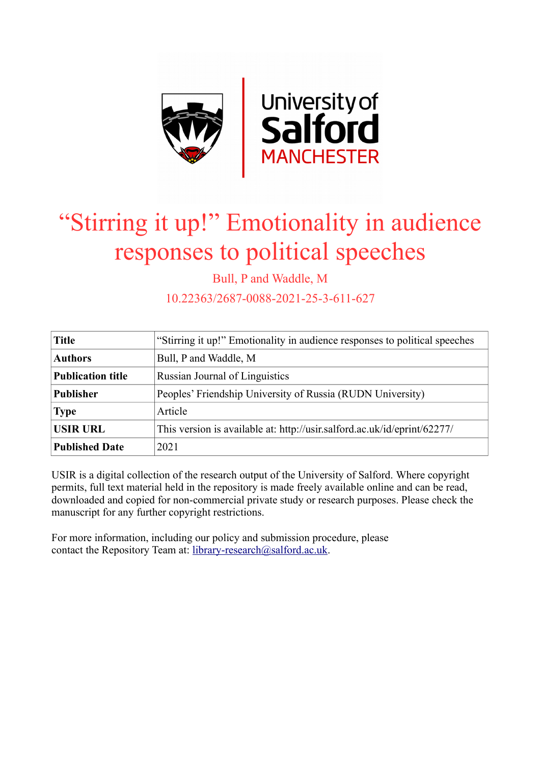# "Stirring it up!" Emotionality in audience responses to political speeches

Bull, P and Waddle, M

10.22363/2687-0088-2021-25-3-611-627

| | |
|---|---|
| **Title** | "Stirring it up!" Emotionality in audience responses to political speeches |
| **Authors** | Bull, P and Waddle, M |
| **Publication title** | Russian Journal of Linguistics |
| **Publisher** | Peoples' Friendship University of Russia (RUDN University) |
| **Type** | Article |
| **USIR URL** | This version is available at: http://usir.salford.ac.uk/id/eprint/62277/ |
| **Published Date** | 2021 |

USIR is a digital collection of the research output of the University of Salford. Where copyright permits, full text material held in the repository is made freely available online and can be read, downloaded and copied for non-commercial private study or research purposes. Please check the manuscript for any further copyright restrictions.

For more information, including our policy and submission procedure, please contact the Repository Team at: library-research@salford.ac.uk.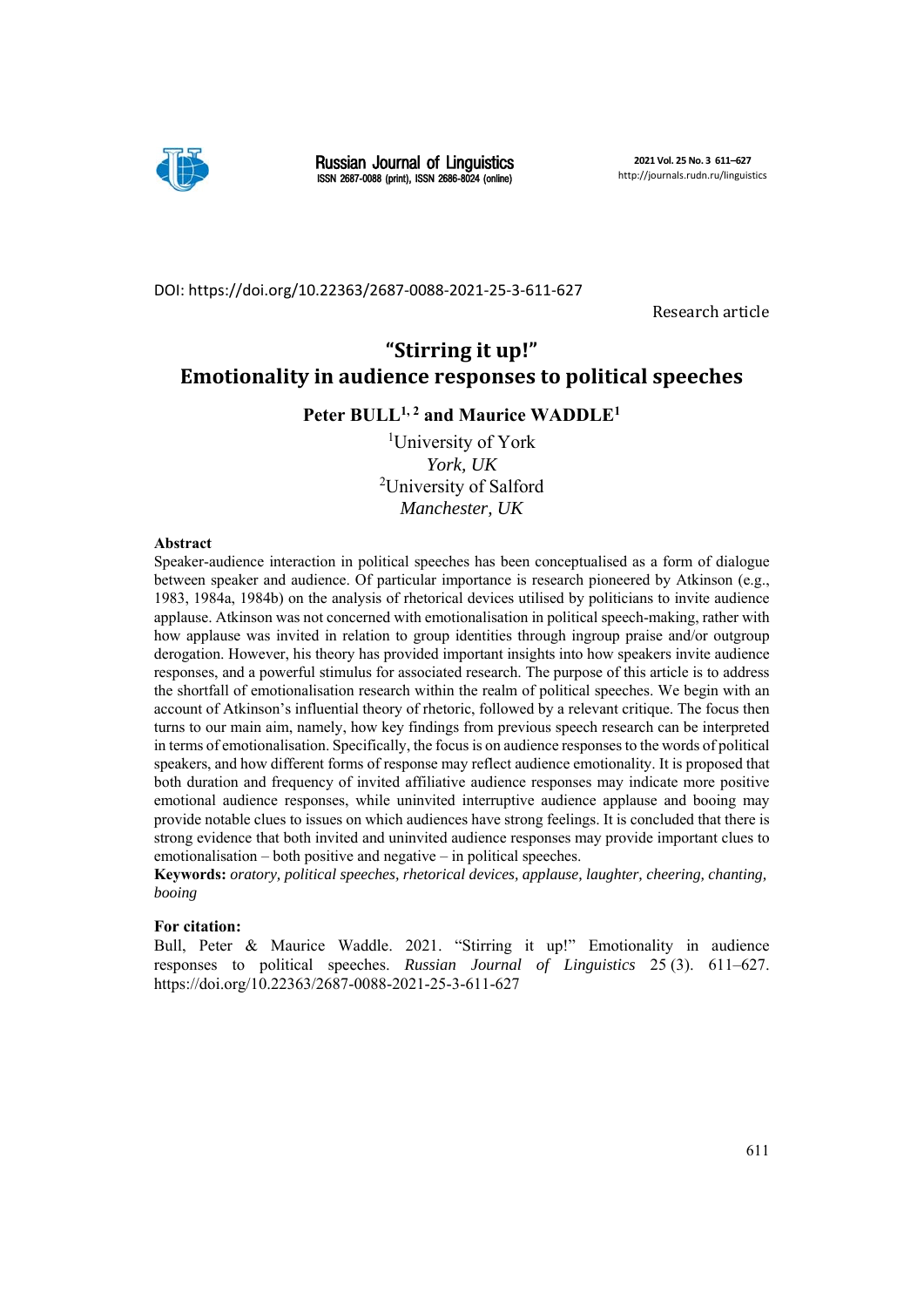DOI: https://doi.org/10.22363/2687-0088-2021-25-3-611-627

Research article

# "Stirring it up!" Emotionality in audience responses to political speeches

**Peter BULL[1, 2] and Maurice WADDLE[1]**

[1]University of York
*York, UK*
[2]University of Salford
*Manchester, UK*

**Abstract**

Speaker-audience interaction in political speeches has been conceptualised as a form of dialogue between speaker and audience. Of particular importance is research pioneered by Atkinson (e.g., 1983, 1984a, 1984b) on the analysis of rhetorical devices utilised by politicians to invite audience applause. Atkinson was not concerned with emotionalisation in political speech-making, rather with how applause was invited in relation to group identities through ingroup praise and/or outgroup derogation. However, his theory has provided important insights into how speakers invite audience responses, and a powerful stimulus for associated research. The purpose of this article is to address the shortfall of emotionalisation research within the realm of political speeches. We begin with an account of Atkinson's influential theory of rhetoric, followed by a relevant critique. The focus then turns to our main aim, namely, how key findings from previous speech research can be interpreted in terms of emotionalisation. Specifically, the focus is on audience responses to the words of political speakers, and how different forms of response may reflect audience emotionality. It is proposed that both duration and frequency of invited affiliative audience responses may indicate more positive emotional audience responses, while uninvited interruptive audience applause and booing may provide notable clues to issues on which audiences have strong feelings. It is concluded that there is strong evidence that both invited and uninvited audience responses may provide important clues to emotionalisation – both positive and negative – in political speeches.

**Keywords:** *oratory, political speeches, rhetorical devices, applause, laughter, cheering, chanting, booing*

**For citation:**

Bull, Peter & Maurice Waddle. 2021. "Stirring it up!" Emotionality in audience responses to political speeches. *Russian Journal of Linguistics* 25 (3). 611–627. https://doi.org/10.22363/2687-0088-2021-25-3-611-627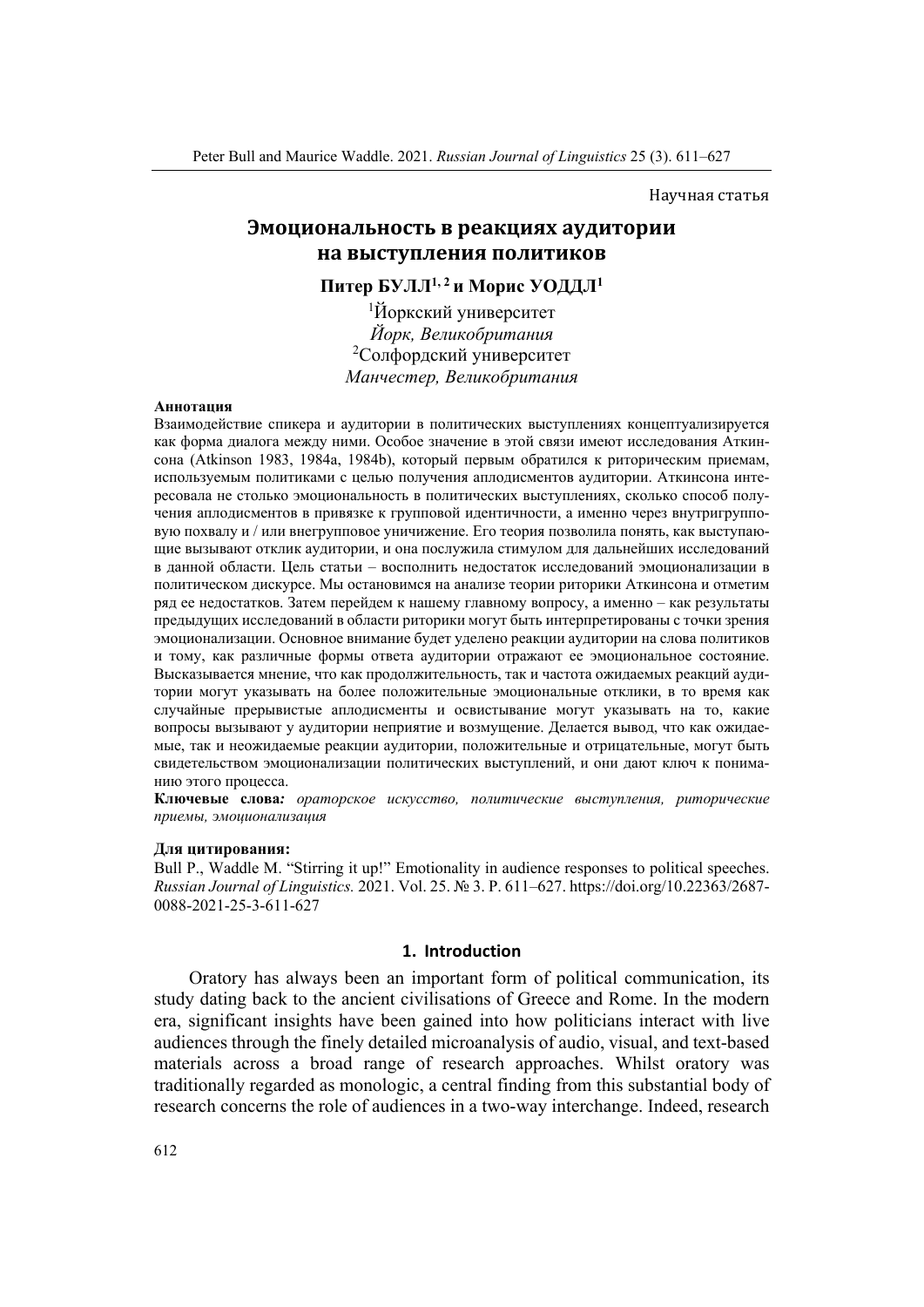Научная статья

# Эмоциональность в реакциях аудитории на выступления политиков

**Питер БУЛЛ[1, 2] и Морис УОДДЛ[1]**

[1]Йоркский университет
*Йорк, Великобритания*
[2]Солфордский университет
*Манчестер, Великобритания*

**Аннотация**

Взаимодействие спикера и аудитории в политических выступлениях концептуализируется как форма диалога между ними. Особое значение в этой связи имеют исследования Аткинсона (Atkinson 1983, 1984a, 1984b), который первым обратился к риторическим приемам, используемым политиками с целью получения аплодисментов аудитории. Аткинсона интересовала не столько эмоциональность в политических выступлениях, сколько способ получения аплодисментов в привязке к групповой идентичности, а именно через внутригрупповую похвалу и / или внегрупповое уничижение. Его теория позволила понять, как выступающие вызывают отклик аудитории, и она послужила стимулом для дальнейших исследований в данной области. Цель статьи – восполнить недостаток исследований эмоционализации в политическом дискурсе. Мы остановимся на анализе теории риторики Аткинсона и отметим ряд ее недостатков. Затем перейдем к нашему главному вопросу, а именно – как результаты предыдущих исследований в области риторики могут быть интерпретированы с точки зрения эмоционализации. Основное внимание будет уделено реакции аудитории на слова политиков и тому, как различные формы ответа аудитории отражают ее эмоциональное состояние. Высказывается мнение, что как продолжительность, так и частота ожидаемых реакций аудитории могут указывать на более положительные эмоциональные отклики, в то время как случайные прерывистые аплодисменты и освистывание могут указывать на то, какие вопросы вызывают у аудитории неприятие и возмущение. Делается вывод, что как ожидаемые, так и неожидаемые реакции аудитории, положительные и отрицательные, могут быть свидетельством эмоционализации политических выступлений, и они дают ключ к пониманию этого процесса.

**Ключевые слова:** *ораторское искусство, политические выступления, риторические приемы, эмоционализация*

**Для цитирования:**

Bull P., Waddle M. "Stirring it up!" Emotionality in audience responses to political speeches. *Russian Journal of Linguistics.* 2021. Vol. 25. № 3. P. 611–627. https://doi.org/10.22363/2687-0088-2021-25-3-611-627

## 1. Introduction

Oratory has always been an important form of political communication, its study dating back to the ancient civilisations of Greece and Rome. In the modern era, significant insights have been gained into how politicians interact with live audiences through the finely detailed microanalysis of audio, visual, and text-based materials across a broad range of research approaches. Whilst oratory was traditionally regarded as monologic, a central finding from this substantial body of research concerns the role of audiences in a two-way interchange. Indeed, research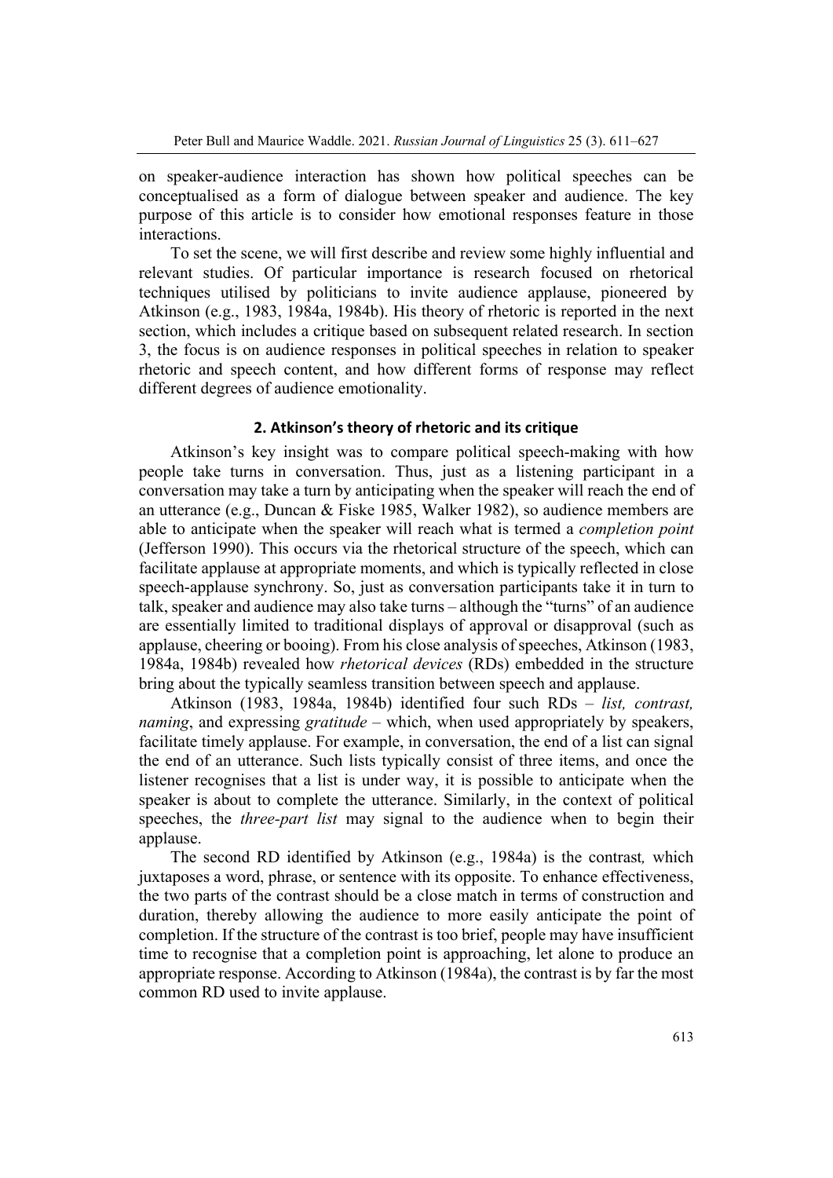on speaker-audience interaction has shown how political speeches can be conceptualised as a form of dialogue between speaker and audience. The key purpose of this article is to consider how emotional responses feature in those interactions.

To set the scene, we will first describe and review some highly influential and relevant studies. Of particular importance is research focused on rhetorical techniques utilised by politicians to invite audience applause, pioneered by Atkinson (e.g., 1983, 1984a, 1984b). His theory of rhetoric is reported in the next section, which includes a critique based on subsequent related research. In section 3, the focus is on audience responses in political speeches in relation to speaker rhetoric and speech content, and how different forms of response may reflect different degrees of audience emotionality.

## 2. Atkinson's theory of rhetoric and its critique

Atkinson's key insight was to compare political speech-making with how people take turns in conversation. Thus, just as a listening participant in a conversation may take a turn by anticipating when the speaker will reach the end of an utterance (e.g., Duncan & Fiske 1985, Walker 1982), so audience members are able to anticipate when the speaker will reach what is termed a *completion point* (Jefferson 1990). This occurs via the rhetorical structure of the speech, which can facilitate applause at appropriate moments, and which is typically reflected in close speech-applause synchrony. So, just as conversation participants take it in turn to talk, speaker and audience may also take turns – although the "turns" of an audience are essentially limited to traditional displays of approval or disapproval (such as applause, cheering or booing). From his close analysis of speeches, Atkinson (1983, 1984a, 1984b) revealed how *rhetorical devices* (RDs) embedded in the structure bring about the typically seamless transition between speech and applause.

Atkinson (1983, 1984a, 1984b) identified four such RDs – *list, contrast, naming*, and expressing *gratitude* – which, when used appropriately by speakers, facilitate timely applause. For example, in conversation, the end of a list can signal the end of an utterance. Such lists typically consist of three items, and once the listener recognises that a list is under way, it is possible to anticipate when the speaker is about to complete the utterance. Similarly, in the context of political speeches, the *three-part list* may signal to the audience when to begin their applause.

The second RD identified by Atkinson (e.g., 1984a) is the contrast*,* which juxtaposes a word, phrase, or sentence with its opposite. To enhance effectiveness, the two parts of the contrast should be a close match in terms of construction and duration, thereby allowing the audience to more easily anticipate the point of completion. If the structure of the contrast is too brief, people may have insufficient time to recognise that a completion point is approaching, let alone to produce an appropriate response. According to Atkinson (1984a), the contrast is by far the most common RD used to invite applause.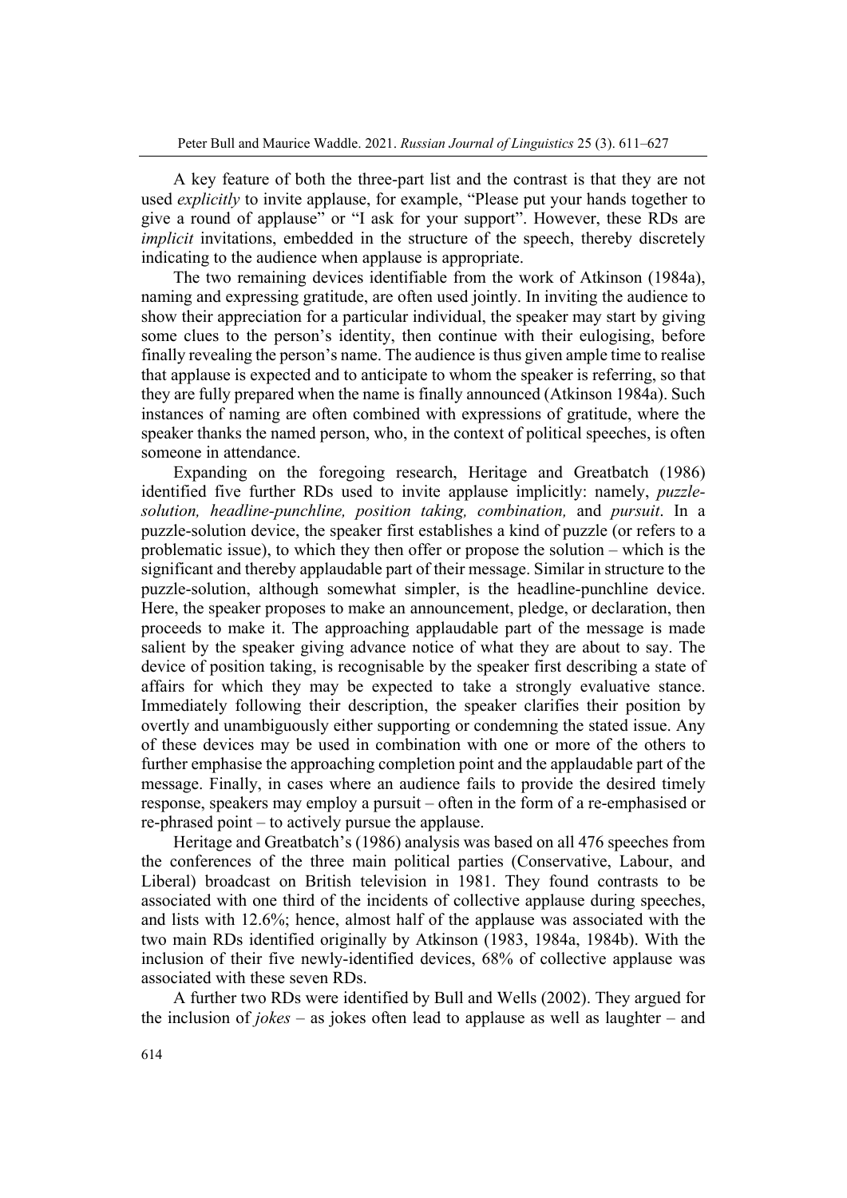A key feature of both the three-part list and the contrast is that they are not used *explicitly* to invite applause, for example, "Please put your hands together to give a round of applause" or "I ask for your support". However, these RDs are *implicit* invitations, embedded in the structure of the speech, thereby discretely indicating to the audience when applause is appropriate.

The two remaining devices identifiable from the work of Atkinson (1984a), naming and expressing gratitude, are often used jointly. In inviting the audience to show their appreciation for a particular individual, the speaker may start by giving some clues to the person's identity, then continue with their eulogising, before finally revealing the person's name. The audience is thus given ample time to realise that applause is expected and to anticipate to whom the speaker is referring, so that they are fully prepared when the name is finally announced (Atkinson 1984a). Such instances of naming are often combined with expressions of gratitude, where the speaker thanks the named person, who, in the context of political speeches, is often someone in attendance.

Expanding on the foregoing research, Heritage and Greatbatch (1986) identified five further RDs used to invite applause implicitly: namely, *puzzle-solution, headline-punchline, position taking, combination,* and *pursuit*. In a puzzle-solution device, the speaker first establishes a kind of puzzle (or refers to a problematic issue), to which they then offer or propose the solution – which is the significant and thereby applaudable part of their message. Similar in structure to the puzzle-solution, although somewhat simpler, is the headline-punchline device. Here, the speaker proposes to make an announcement, pledge, or declaration, then proceeds to make it. The approaching applaudable part of the message is made salient by the speaker giving advance notice of what they are about to say. The device of position taking, is recognisable by the speaker first describing a state of affairs for which they may be expected to take a strongly evaluative stance. Immediately following their description, the speaker clarifies their position by overtly and unambiguously either supporting or condemning the stated issue. Any of these devices may be used in combination with one or more of the others to further emphasise the approaching completion point and the applaudable part of the message. Finally, in cases where an audience fails to provide the desired timely response, speakers may employ a pursuit – often in the form of a re-emphasised or re-phrased point – to actively pursue the applause.

Heritage and Greatbatch's (1986) analysis was based on all 476 speeches from the conferences of the three main political parties (Conservative, Labour, and Liberal) broadcast on British television in 1981. They found contrasts to be associated with one third of the incidents of collective applause during speeches, and lists with 12.6%; hence, almost half of the applause was associated with the two main RDs identified originally by Atkinson (1983, 1984a, 1984b). With the inclusion of their five newly-identified devices, 68% of collective applause was associated with these seven RDs.

A further two RDs were identified by Bull and Wells (2002). They argued for the inclusion of *jokes* – as jokes often lead to applause as well as laughter – and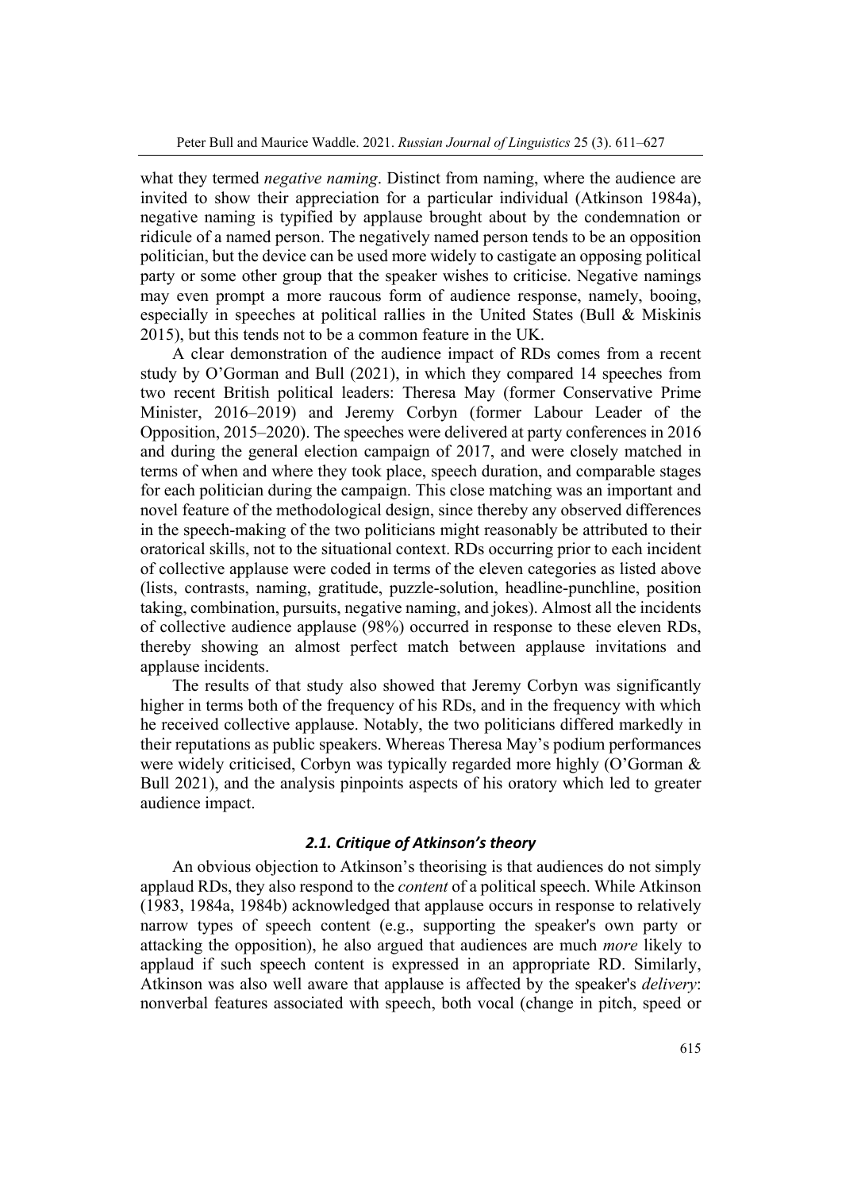what they termed *negative naming*. Distinct from naming, where the audience are invited to show their appreciation for a particular individual (Atkinson 1984a), negative naming is typified by applause brought about by the condemnation or ridicule of a named person. The negatively named person tends to be an opposition politician, but the device can be used more widely to castigate an opposing political party or some other group that the speaker wishes to criticise. Negative namings may even prompt a more raucous form of audience response, namely, booing, especially in speeches at political rallies in the United States (Bull & Miskinis 2015), but this tends not to be a common feature in the UK.

A clear demonstration of the audience impact of RDs comes from a recent study by O'Gorman and Bull (2021), in which they compared 14 speeches from two recent British political leaders: Theresa May (former Conservative Prime Minister, 2016–2019) and Jeremy Corbyn (former Labour Leader of the Opposition, 2015–2020). The speeches were delivered at party conferences in 2016 and during the general election campaign of 2017, and were closely matched in terms of when and where they took place, speech duration, and comparable stages for each politician during the campaign. This close matching was an important and novel feature of the methodological design, since thereby any observed differences in the speech-making of the two politicians might reasonably be attributed to their oratorical skills, not to the situational context. RDs occurring prior to each incident of collective applause were coded in terms of the eleven categories as listed above (lists, contrasts, naming, gratitude, puzzle-solution, headline-punchline, position taking, combination, pursuits, negative naming, and jokes). Almost all the incidents of collective audience applause (98%) occurred in response to these eleven RDs, thereby showing an almost perfect match between applause invitations and applause incidents.

The results of that study also showed that Jeremy Corbyn was significantly higher in terms both of the frequency of his RDs, and in the frequency with which he received collective applause. Notably, the two politicians differed markedly in their reputations as public speakers. Whereas Theresa May's podium performances were widely criticised, Corbyn was typically regarded more highly (O'Gorman & Bull 2021), and the analysis pinpoints aspects of his oratory which led to greater audience impact.

### *2.1. Critique of Atkinson's theory*

An obvious objection to Atkinson's theorising is that audiences do not simply applaud RDs, they also respond to the *content* of a political speech. While Atkinson (1983, 1984a, 1984b) acknowledged that applause occurs in response to relatively narrow types of speech content (e.g., supporting the speaker's own party or attacking the opposition), he also argued that audiences are much *more* likely to applaud if such speech content is expressed in an appropriate RD. Similarly, Atkinson was also well aware that applause is affected by the speaker's *delivery*: nonverbal features associated with speech, both vocal (change in pitch, speed or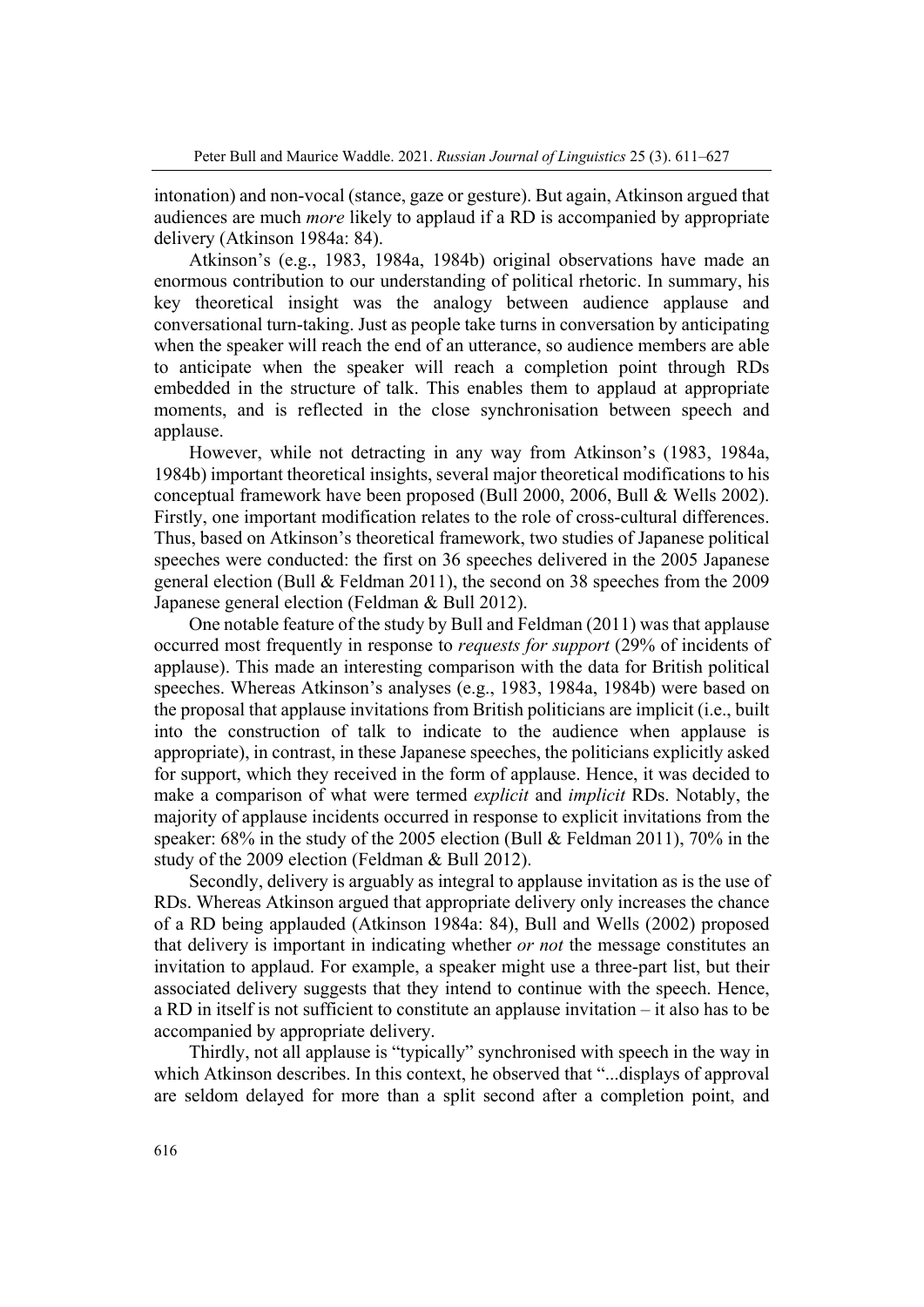intonation) and non-vocal (stance, gaze or gesture). But again, Atkinson argued that audiences are much *more* likely to applaud if a RD is accompanied by appropriate delivery (Atkinson 1984a: 84).

Atkinson's (e.g., 1983, 1984a, 1984b) original observations have made an enormous contribution to our understanding of political rhetoric. In summary, his key theoretical insight was the analogy between audience applause and conversational turn-taking. Just as people take turns in conversation by anticipating when the speaker will reach the end of an utterance, so audience members are able to anticipate when the speaker will reach a completion point through RDs embedded in the structure of talk. This enables them to applaud at appropriate moments, and is reflected in the close synchronisation between speech and applause.

However, while not detracting in any way from Atkinson's (1983, 1984a, 1984b) important theoretical insights, several major theoretical modifications to his conceptual framework have been proposed (Bull 2000, 2006, Bull & Wells 2002). Firstly, one important modification relates to the role of cross-cultural differences. Thus, based on Atkinson's theoretical framework, two studies of Japanese political speeches were conducted: the first on 36 speeches delivered in the 2005 Japanese general election (Bull & Feldman 2011), the second on 38 speeches from the 2009 Japanese general election (Feldman & Bull 2012).

One notable feature of the study by Bull and Feldman (2011) was that applause occurred most frequently in response to *requests for support* (29% of incidents of applause). This made an interesting comparison with the data for British political speeches. Whereas Atkinson's analyses (e.g., 1983, 1984a, 1984b) were based on the proposal that applause invitations from British politicians are implicit (i.e., built into the construction of talk to indicate to the audience when applause is appropriate), in contrast, in these Japanese speeches, the politicians explicitly asked for support, which they received in the form of applause. Hence, it was decided to make a comparison of what were termed *explicit* and *implicit* RDs. Notably, the majority of applause incidents occurred in response to explicit invitations from the speaker: 68% in the study of the 2005 election (Bull & Feldman 2011), 70% in the study of the 2009 election (Feldman & Bull 2012).

Secondly, delivery is arguably as integral to applause invitation as is the use of RDs. Whereas Atkinson argued that appropriate delivery only increases the chance of a RD being applauded (Atkinson 1984a: 84), Bull and Wells (2002) proposed that delivery is important in indicating whether *or not* the message constitutes an invitation to applaud. For example, a speaker might use a three-part list, but their associated delivery suggests that they intend to continue with the speech. Hence, a RD in itself is not sufficient to constitute an applause invitation – it also has to be accompanied by appropriate delivery.

Thirdly, not all applause is "typically" synchronised with speech in the way in which Atkinson describes. In this context, he observed that "...displays of approval are seldom delayed for more than a split second after a completion point, and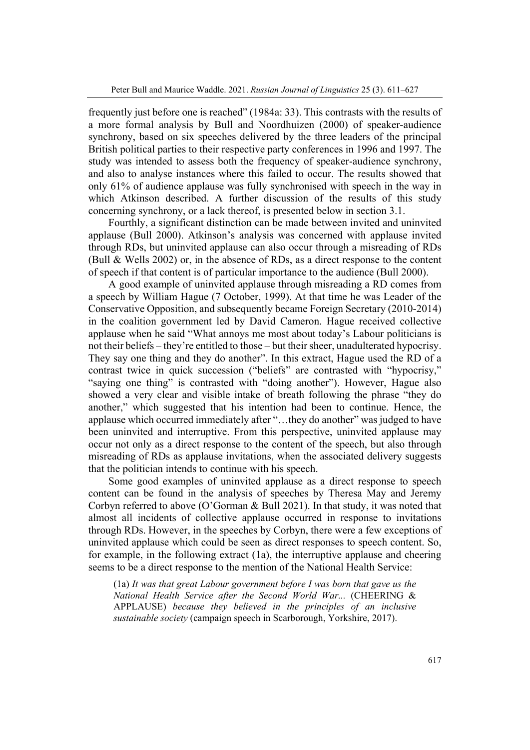frequently just before one is reached" (1984a: 33). This contrasts with the results of a more formal analysis by Bull and Noordhuizen (2000) of speaker-audience synchrony, based on six speeches delivered by the three leaders of the principal British political parties to their respective party conferences in 1996 and 1997. The study was intended to assess both the frequency of speaker-audience synchrony, and also to analyse instances where this failed to occur. The results showed that only 61% of audience applause was fully synchronised with speech in the way in which Atkinson described. A further discussion of the results of this study concerning synchrony, or a lack thereof, is presented below in section 3.1.

Fourthly, a significant distinction can be made between invited and uninvited applause (Bull 2000). Atkinson's analysis was concerned with applause invited through RDs, but uninvited applause can also occur through a misreading of RDs (Bull & Wells 2002) or, in the absence of RDs, as a direct response to the content of speech if that content is of particular importance to the audience (Bull 2000).

A good example of uninvited applause through misreading a RD comes from a speech by William Hague (7 October, 1999). At that time he was Leader of the Conservative Opposition, and subsequently became Foreign Secretary (2010-2014) in the coalition government led by David Cameron. Hague received collective applause when he said "What annoys me most about today's Labour politicians is not their beliefs – they're entitled to those – but their sheer, unadulterated hypocrisy. They say one thing and they do another". In this extract, Hague used the RD of a contrast twice in quick succession ("beliefs" are contrasted with "hypocrisy," "saying one thing" is contrasted with "doing another"). However, Hague also showed a very clear and visible intake of breath following the phrase "they do another," which suggested that his intention had been to continue. Hence, the applause which occurred immediately after "…they do another" was judged to have been uninvited and interruptive. From this perspective, uninvited applause may occur not only as a direct response to the content of the speech, but also through misreading of RDs as applause invitations, when the associated delivery suggests that the politician intends to continue with his speech.

Some good examples of uninvited applause as a direct response to speech content can be found in the analysis of speeches by Theresa May and Jeremy Corbyn referred to above (O'Gorman & Bull 2021). In that study, it was noted that almost all incidents of collective applause occurred in response to invitations through RDs. However, in the speeches by Corbyn, there were a few exceptions of uninvited applause which could be seen as direct responses to speech content. So, for example, in the following extract (1a), the interruptive applause and cheering seems to be a direct response to the mention of the National Health Service:

> (1a) *It was that great Labour government before I was born that gave us the National Health Service after the Second World War...* (CHEERING & APPLAUSE) *because they believed in the principles of an inclusive sustainable society* (campaign speech in Scarborough, Yorkshire, 2017).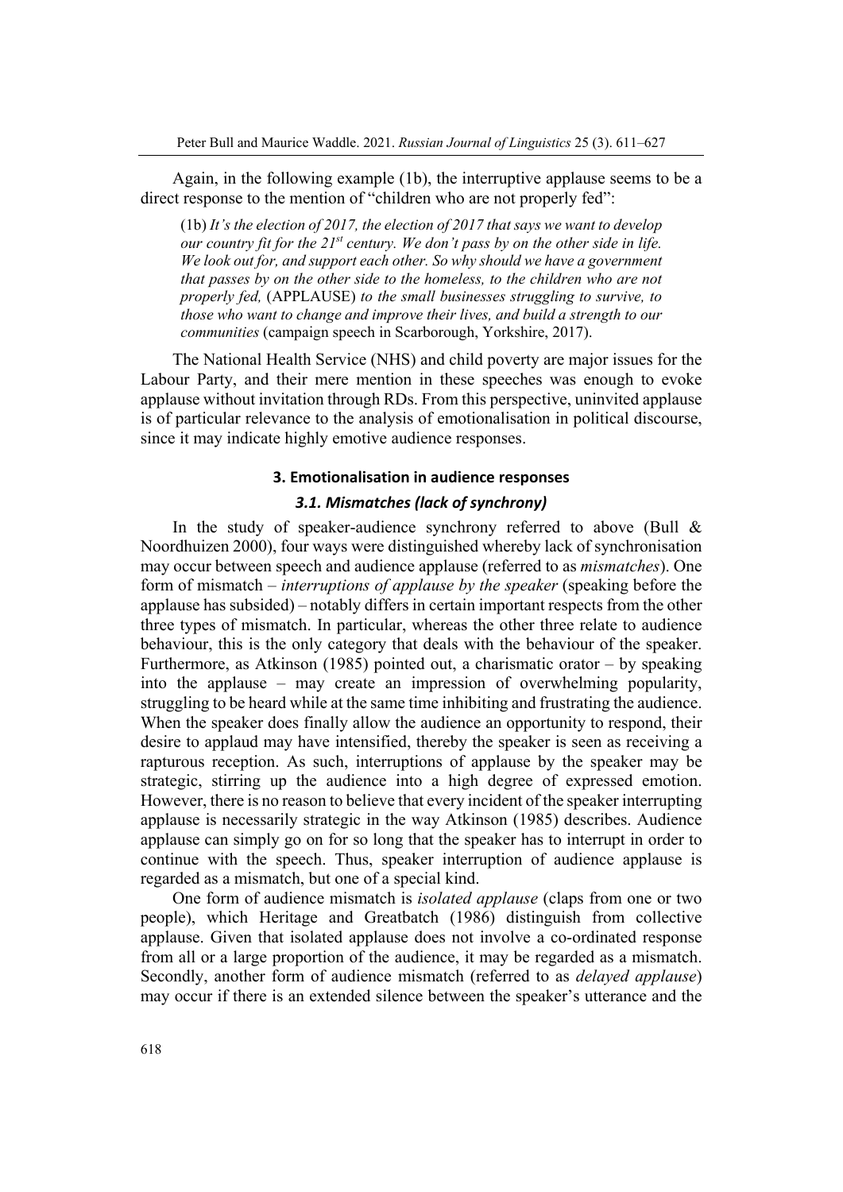Again, in the following example (1b), the interruptive applause seems to be a direct response to the mention of "children who are not properly fed":

> (1b) *It's the election of 2017, the election of 2017 that says we want to develop our country fit for the 21st century. We don't pass by on the other side in life. We look out for, and support each other. So why should we have a government that passes by on the other side to the homeless, to the children who are not properly fed,* (APPLAUSE) *to the small businesses struggling to survive, to those who want to change and improve their lives, and build a strength to our communities* (campaign speech in Scarborough, Yorkshire, 2017).

The National Health Service (NHS) and child poverty are major issues for the Labour Party, and their mere mention in these speeches was enough to evoke applause without invitation through RDs. From this perspective, uninvited applause is of particular relevance to the analysis of emotionalisation in political discourse, since it may indicate highly emotive audience responses.

## 3. Emotionalisation in audience responses

### *3.1. Mismatches (lack of synchrony)*

In the study of speaker-audience synchrony referred to above (Bull & Noordhuizen 2000), four ways were distinguished whereby lack of synchronisation may occur between speech and audience applause (referred to as *mismatches*). One form of mismatch – *interruptions of applause by the speaker* (speaking before the applause has subsided) – notably differs in certain important respects from the other three types of mismatch. In particular, whereas the other three relate to audience behaviour, this is the only category that deals with the behaviour of the speaker. Furthermore, as Atkinson (1985) pointed out, a charismatic orator – by speaking into the applause – may create an impression of overwhelming popularity, struggling to be heard while at the same time inhibiting and frustrating the audience. When the speaker does finally allow the audience an opportunity to respond, their desire to applaud may have intensified, thereby the speaker is seen as receiving a rapturous reception. As such, interruptions of applause by the speaker may be strategic, stirring up the audience into a high degree of expressed emotion. However, there is no reason to believe that every incident of the speaker interrupting applause is necessarily strategic in the way Atkinson (1985) describes. Audience applause can simply go on for so long that the speaker has to interrupt in order to continue with the speech. Thus, speaker interruption of audience applause is regarded as a mismatch, but one of a special kind.

One form of audience mismatch is *isolated applause* (claps from one or two people), which Heritage and Greatbatch (1986) distinguish from collective applause. Given that isolated applause does not involve a co-ordinated response from all or a large proportion of the audience, it may be regarded as a mismatch. Secondly, another form of audience mismatch (referred to as *delayed applause*) may occur if there is an extended silence between the speaker's utterance and the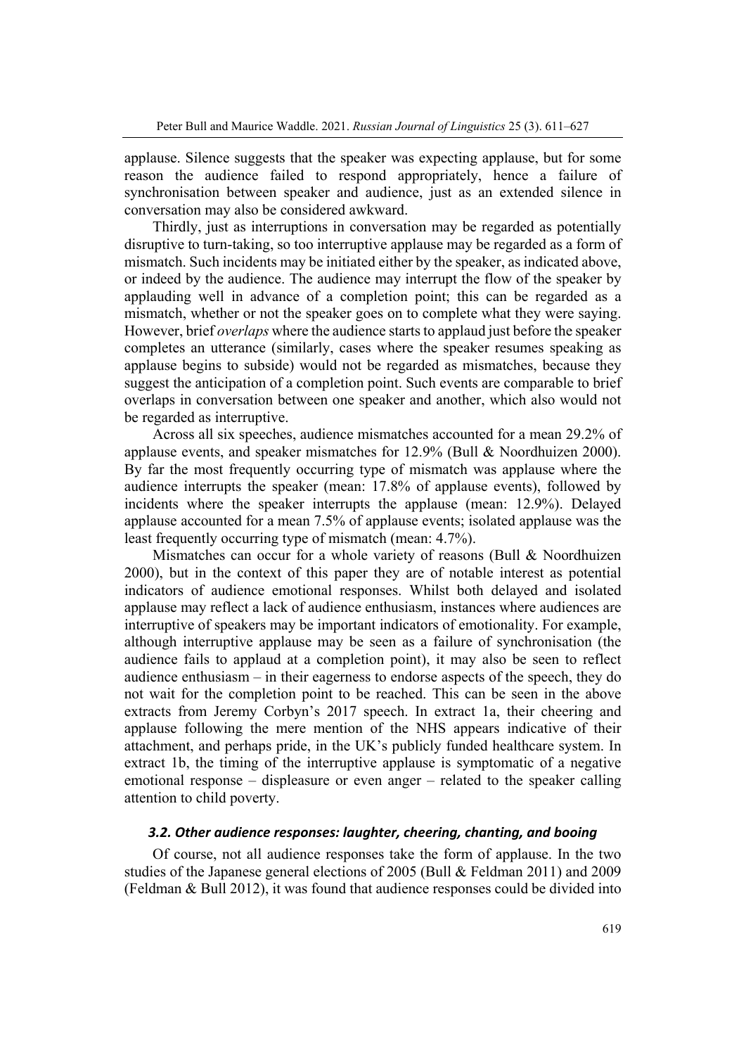applause. Silence suggests that the speaker was expecting applause, but for some reason the audience failed to respond appropriately, hence a failure of synchronisation between speaker and audience, just as an extended silence in conversation may also be considered awkward.

Thirdly, just as interruptions in conversation may be regarded as potentially disruptive to turn-taking, so too interruptive applause may be regarded as a form of mismatch. Such incidents may be initiated either by the speaker, as indicated above, or indeed by the audience. The audience may interrupt the flow of the speaker by applauding well in advance of a completion point; this can be regarded as a mismatch, whether or not the speaker goes on to complete what they were saying. However, brief *overlaps* where the audience starts to applaud just before the speaker completes an utterance (similarly, cases where the speaker resumes speaking as applause begins to subside) would not be regarded as mismatches, because they suggest the anticipation of a completion point. Such events are comparable to brief overlaps in conversation between one speaker and another, which also would not be regarded as interruptive.

Across all six speeches, audience mismatches accounted for a mean 29.2% of applause events, and speaker mismatches for 12.9% (Bull & Noordhuizen 2000). By far the most frequently occurring type of mismatch was applause where the audience interrupts the speaker (mean: 17.8% of applause events), followed by incidents where the speaker interrupts the applause (mean: 12.9%). Delayed applause accounted for a mean 7.5% of applause events; isolated applause was the least frequently occurring type of mismatch (mean: 4.7%).

Mismatches can occur for a whole variety of reasons (Bull & Noordhuizen 2000), but in the context of this paper they are of notable interest as potential indicators of audience emotional responses. Whilst both delayed and isolated applause may reflect a lack of audience enthusiasm, instances where audiences are interruptive of speakers may be important indicators of emotionality. For example, although interruptive applause may be seen as a failure of synchronisation (the audience fails to applaud at a completion point), it may also be seen to reflect audience enthusiasm – in their eagerness to endorse aspects of the speech, they do not wait for the completion point to be reached. This can be seen in the above extracts from Jeremy Corbyn's 2017 speech. In extract 1a, their cheering and applause following the mere mention of the NHS appears indicative of their attachment, and perhaps pride, in the UK's publicly funded healthcare system. In extract 1b, the timing of the interruptive applause is symptomatic of a negative emotional response – displeasure or even anger – related to the speaker calling attention to child poverty.

### *3.2. Other audience responses: laughter, cheering, chanting, and booing*

Of course, not all audience responses take the form of applause. In the two studies of the Japanese general elections of 2005 (Bull & Feldman 2011) and 2009 (Feldman & Bull 2012), it was found that audience responses could be divided into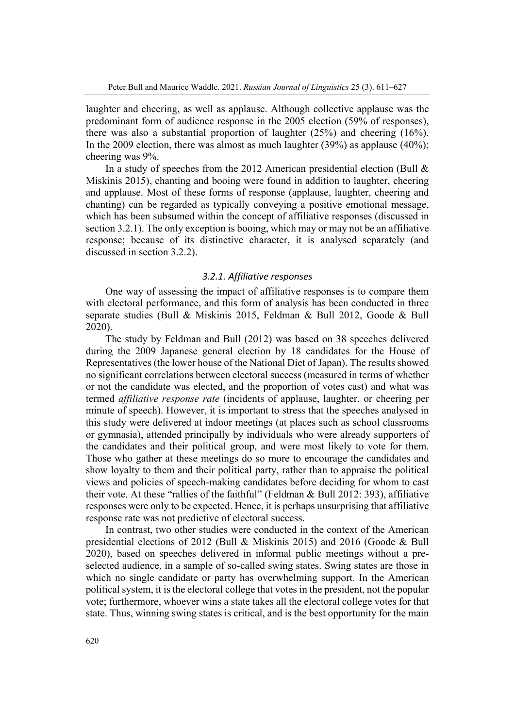laughter and cheering, as well as applause. Although collective applause was the predominant form of audience response in the 2005 election (59% of responses), there was also a substantial proportion of laughter (25%) and cheering (16%). In the 2009 election, there was almost as much laughter (39%) as applause (40%); cheering was 9%.

In a study of speeches from the 2012 American presidential election (Bull & Miskinis 2015), chanting and booing were found in addition to laughter, cheering and applause. Most of these forms of response (applause, laughter, cheering and chanting) can be regarded as typically conveying a positive emotional message, which has been subsumed within the concept of affiliative responses (discussed in section 3.2.1). The only exception is booing, which may or may not be an affiliative response; because of its distinctive character, it is analysed separately (and discussed in section 3.2.2).

### *3.2.1. Affiliative responses*

One way of assessing the impact of affiliative responses is to compare them with electoral performance, and this form of analysis has been conducted in three separate studies (Bull & Miskinis 2015, Feldman & Bull 2012, Goode & Bull 2020).

The study by Feldman and Bull (2012) was based on 38 speeches delivered during the 2009 Japanese general election by 18 candidates for the House of Representatives (the lower house of the National Diet of Japan). The results showed no significant correlations between electoral success (measured in terms of whether or not the candidate was elected, and the proportion of votes cast) and what was termed *affiliative response rate* (incidents of applause, laughter, or cheering per minute of speech). However, it is important to stress that the speeches analysed in this study were delivered at indoor meetings (at places such as school classrooms or gymnasia), attended principally by individuals who were already supporters of the candidates and their political group, and were most likely to vote for them. Those who gather at these meetings do so more to encourage the candidates and show loyalty to them and their political party, rather than to appraise the political views and policies of speech-making candidates before deciding for whom to cast their vote. At these "rallies of the faithful" (Feldman & Bull 2012: 393), affiliative responses were only to be expected. Hence, it is perhaps unsurprising that affiliative response rate was not predictive of electoral success.

In contrast, two other studies were conducted in the context of the American presidential elections of 2012 (Bull & Miskinis 2015) and 2016 (Goode & Bull 2020), based on speeches delivered in informal public meetings without a pre-selected audience, in a sample of so-called swing states. Swing states are those in which no single candidate or party has overwhelming support. In the American political system, it is the electoral college that votes in the president, not the popular vote; furthermore, whoever wins a state takes all the electoral college votes for that state. Thus, winning swing states is critical, and is the best opportunity for the main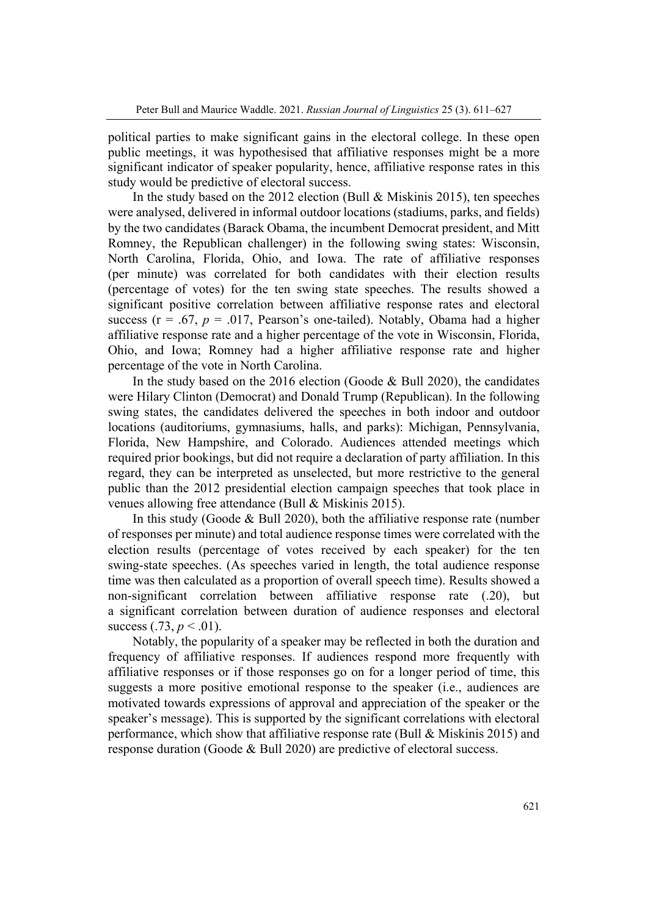political parties to make significant gains in the electoral college. In these open public meetings, it was hypothesised that affiliative responses might be a more significant indicator of speaker popularity, hence, affiliative response rates in this study would be predictive of electoral success.

In the study based on the 2012 election (Bull & Miskinis 2015), ten speeches were analysed, delivered in informal outdoor locations (stadiums, parks, and fields) by the two candidates (Barack Obama, the incumbent Democrat president, and Mitt Romney, the Republican challenger) in the following swing states: Wisconsin, North Carolina, Florida, Ohio, and Iowa. The rate of affiliative responses (per minute) was correlated for both candidates with their election results (percentage of votes) for the ten swing state speeches. The results showed a significant positive correlation between affiliative response rates and electoral success ($r = .67$, $p = .017$, Pearson's one-tailed). Notably, Obama had a higher affiliative response rate and a higher percentage of the vote in Wisconsin, Florida, Ohio, and Iowa; Romney had a higher affiliative response rate and higher percentage of the vote in North Carolina.

In the study based on the 2016 election (Goode & Bull 2020), the candidates were Hilary Clinton (Democrat) and Donald Trump (Republican). In the following swing states, the candidates delivered the speeches in both indoor and outdoor locations (auditoriums, gymnasiums, halls, and parks): Michigan, Pennsylvania, Florida, New Hampshire, and Colorado. Audiences attended meetings which required prior bookings, but did not require a declaration of party affiliation. In this regard, they can be interpreted as unselected, but more restrictive to the general public than the 2012 presidential election campaign speeches that took place in venues allowing free attendance (Bull & Miskinis 2015).

In this study (Goode & Bull 2020), both the affiliative response rate (number of responses per minute) and total audience response times were correlated with the election results (percentage of votes received by each speaker) for the ten swing-state speeches. (As speeches varied in length, the total audience response time was then calculated as a proportion of overall speech time). Results showed a non-significant correlation between affiliative response rate (.20), but a significant correlation between duration of audience responses and electoral success (.73, $p < .01$).

Notably, the popularity of a speaker may be reflected in both the duration and frequency of affiliative responses. If audiences respond more frequently with affiliative responses or if those responses go on for a longer period of time, this suggests a more positive emotional response to the speaker (i.e., audiences are motivated towards expressions of approval and appreciation of the speaker or the speaker's message). This is supported by the significant correlations with electoral performance, which show that affiliative response rate (Bull & Miskinis 2015) and response duration (Goode & Bull 2020) are predictive of electoral success.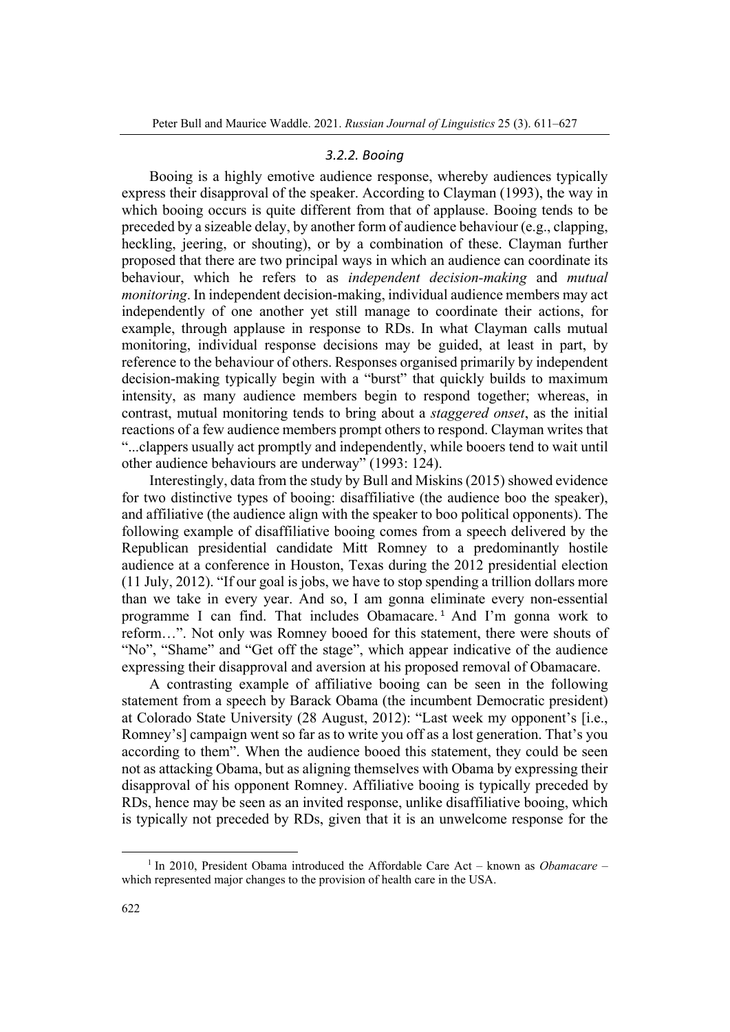### *3.2.2. Booing*

Booing is a highly emotive audience response, whereby audiences typically express their disapproval of the speaker. According to Clayman (1993), the way in which booing occurs is quite different from that of applause. Booing tends to be preceded by a sizeable delay, by another form of audience behaviour (e.g., clapping, heckling, jeering, or shouting), or by a combination of these. Clayman further proposed that there are two principal ways in which an audience can coordinate its behaviour, which he refers to as *independent decision-making* and *mutual monitoring*. In independent decision-making, individual audience members may act independently of one another yet still manage to coordinate their actions, for example, through applause in response to RDs. In what Clayman calls mutual monitoring, individual response decisions may be guided, at least in part, by reference to the behaviour of others. Responses organised primarily by independent decision-making typically begin with a "burst" that quickly builds to maximum intensity, as many audience members begin to respond together; whereas, in contrast, mutual monitoring tends to bring about a *staggered onset*, as the initial reactions of a few audience members prompt others to respond. Clayman writes that "...clappers usually act promptly and independently, while booers tend to wait until other audience behaviours are underway" (1993: 124).

Interestingly, data from the study by Bull and Miskins (2015) showed evidence for two distinctive types of booing: disaffiliative (the audience boo the speaker), and affiliative (the audience align with the speaker to boo political opponents). The following example of disaffiliative booing comes from a speech delivered by the Republican presidential candidate Mitt Romney to a predominantly hostile audience at a conference in Houston, Texas during the 2012 presidential election (11 July, 2012). "If our goal is jobs, we have to stop spending a trillion dollars more than we take in every year. And so, I am gonna eliminate every non-essential programme I can find. That includes Obamacare.[1] And I'm gonna work to reform…". Not only was Romney booed for this statement, there were shouts of "No", "Shame" and "Get off the stage", which appear indicative of the audience expressing their disapproval and aversion at his proposed removal of Obamacare.

A contrasting example of affiliative booing can be seen in the following statement from a speech by Barack Obama (the incumbent Democratic president) at Colorado State University (28 August, 2012): "Last week my opponent's [i.e., Romney's] campaign went so far as to write you off as a lost generation. That's you according to them". When the audience booed this statement, they could be seen not as attacking Obama, but as aligning themselves with Obama by expressing their disapproval of his opponent Romney. Affiliative booing is typically preceded by RDs, hence may be seen as an invited response, unlike disaffiliative booing, which is typically not preceded by RDs, given that it is an unwelcome response for the

[1] In 2010, President Obama introduced the Affordable Care Act – known as *Obamacare* – which represented major changes to the provision of health care in the USA.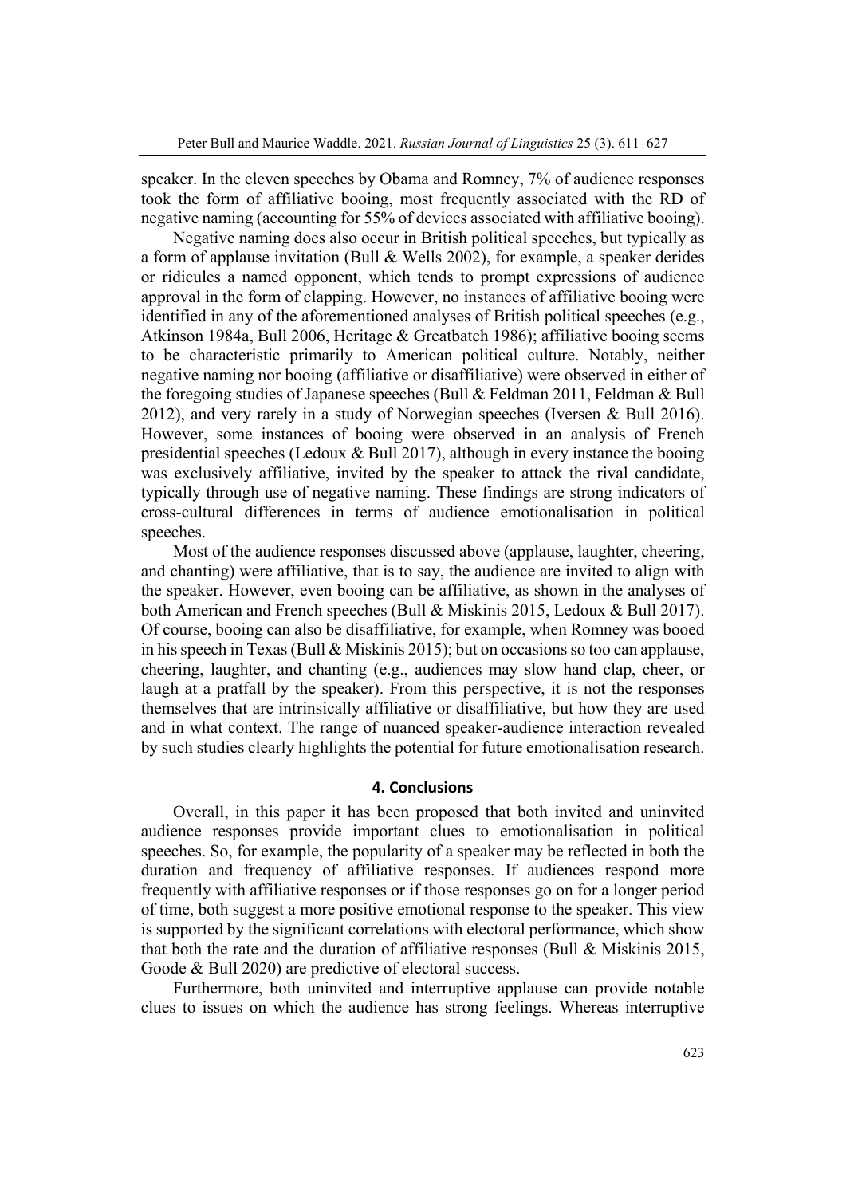speaker. In the eleven speeches by Obama and Romney, 7% of audience responses took the form of affiliative booing, most frequently associated with the RD of negative naming (accounting for 55% of devices associated with affiliative booing).

Negative naming does also occur in British political speeches, but typically as a form of applause invitation (Bull & Wells 2002), for example, a speaker derides or ridicules a named opponent, which tends to prompt expressions of audience approval in the form of clapping. However, no instances of affiliative booing were identified in any of the aforementioned analyses of British political speeches (e.g., Atkinson 1984a, Bull 2006, Heritage & Greatbatch 1986); affiliative booing seems to be characteristic primarily to American political culture. Notably, neither negative naming nor booing (affiliative or disaffiliative) were observed in either of the foregoing studies of Japanese speeches (Bull & Feldman 2011, Feldman & Bull 2012), and very rarely in a study of Norwegian speeches (Iversen & Bull 2016). However, some instances of booing were observed in an analysis of French presidential speeches (Ledoux & Bull 2017), although in every instance the booing was exclusively affiliative, invited by the speaker to attack the rival candidate, typically through use of negative naming. These findings are strong indicators of cross-cultural differences in terms of audience emotionalisation in political speeches.

Most of the audience responses discussed above (applause, laughter, cheering, and chanting) were affiliative, that is to say, the audience are invited to align with the speaker. However, even booing can be affiliative, as shown in the analyses of both American and French speeches (Bull & Miskinis 2015, Ledoux & Bull 2017). Of course, booing can also be disaffiliative, for example, when Romney was booed in his speech in Texas (Bull & Miskinis 2015); but on occasions so too can applause, cheering, laughter, and chanting (e.g., audiences may slow hand clap, cheer, or laugh at a pratfall by the speaker). From this perspective, it is not the responses themselves that are intrinsically affiliative or disaffiliative, but how they are used and in what context. The range of nuanced speaker-audience interaction revealed by such studies clearly highlights the potential for future emotionalisation research.

## 4. Conclusions

Overall, in this paper it has been proposed that both invited and uninvited audience responses provide important clues to emotionalisation in political speeches. So, for example, the popularity of a speaker may be reflected in both the duration and frequency of affiliative responses. If audiences respond more frequently with affiliative responses or if those responses go on for a longer period of time, both suggest a more positive emotional response to the speaker. This view is supported by the significant correlations with electoral performance, which show that both the rate and the duration of affiliative responses (Bull & Miskinis 2015, Goode & Bull 2020) are predictive of electoral success.

Furthermore, both uninvited and interruptive applause can provide notable clues to issues on which the audience has strong feelings. Whereas interruptive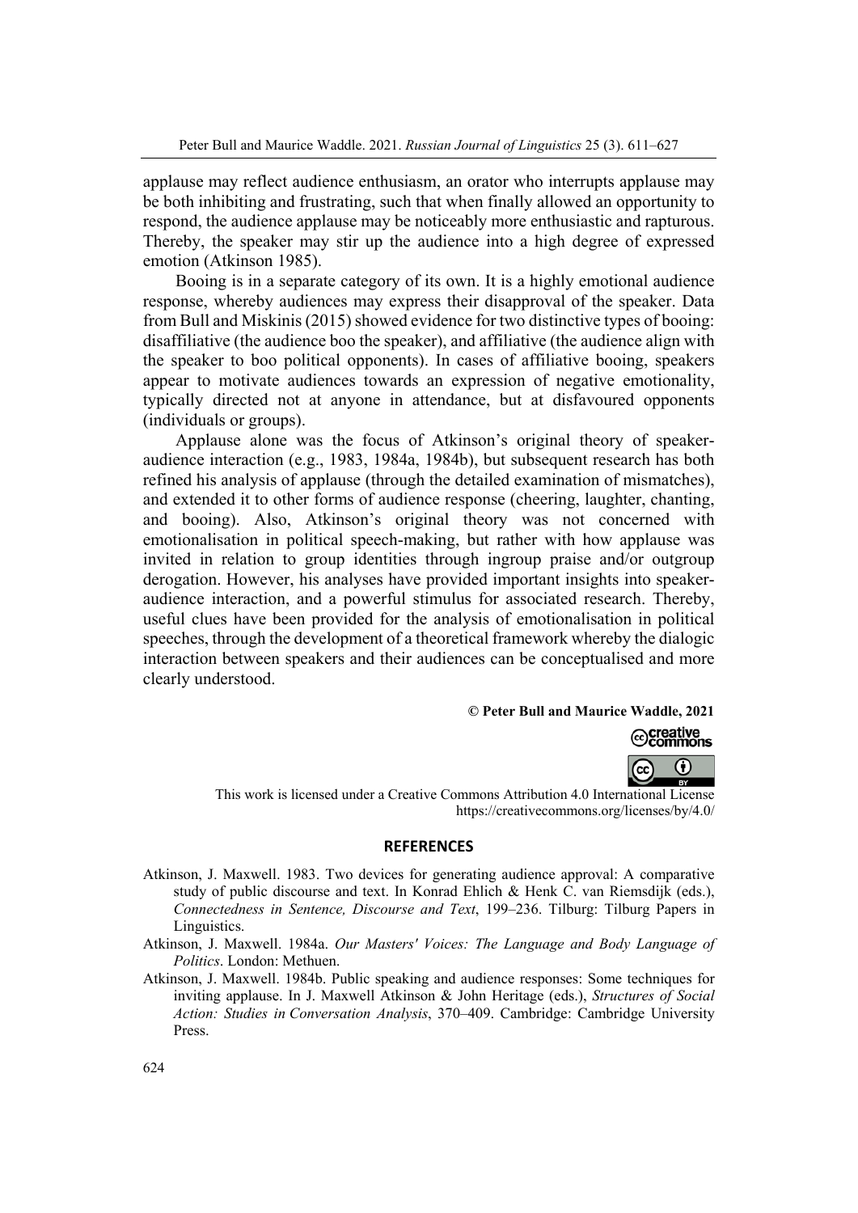applause may reflect audience enthusiasm, an orator who interrupts applause may be both inhibiting and frustrating, such that when finally allowed an opportunity to respond, the audience applause may be noticeably more enthusiastic and rapturous. Thereby, the speaker may stir up the audience into a high degree of expressed emotion (Atkinson 1985).

Booing is in a separate category of its own. It is a highly emotional audience response, whereby audiences may express their disapproval of the speaker. Data from Bull and Miskinis (2015) showed evidence for two distinctive types of booing: disaffiliative (the audience boo the speaker), and affiliative (the audience align with the speaker to boo political opponents). In cases of affiliative booing, speakers appear to motivate audiences towards an expression of negative emotionality, typically directed not at anyone in attendance, but at disfavoured opponents (individuals or groups).

Applause alone was the focus of Atkinson's original theory of speaker-audience interaction (e.g., 1983, 1984a, 1984b), but subsequent research has both refined his analysis of applause (through the detailed examination of mismatches), and extended it to other forms of audience response (cheering, laughter, chanting, and booing). Also, Atkinson's original theory was not concerned with emotionalisation in political speech-making, but rather with how applause was invited in relation to group identities through ingroup praise and/or outgroup derogation. However, his analyses have provided important insights into speaker-audience interaction, and a powerful stimulus for associated research. Thereby, useful clues have been provided for the analysis of emotionalisation in political speeches, through the development of a theoretical framework whereby the dialogic interaction between speakers and their audiences can be conceptualised and more clearly understood.

**© Peter Bull and Maurice Waddle, 2021**

This work is licensed under a Creative Commons Attribution 4.0 International License
https://creativecommons.org/licenses/by/4.0/

## REFERENCES

Atkinson, J. Maxwell. 1983. Two devices for generating audience approval: A comparative study of public discourse and text. In Konrad Ehlich & Henk C. van Riemsdijk (eds.), *Connectedness in Sentence, Discourse and Text*, 199–236. Tilburg: Tilburg Papers in Linguistics.

Atkinson, J. Maxwell. 1984a. *Our Masters' Voices: The Language and Body Language of Politics*. London: Methuen.

Atkinson, J. Maxwell. 1984b. Public speaking and audience responses: Some techniques for inviting applause. In J. Maxwell Atkinson & John Heritage (eds.), *Structures of Social Action: Studies in Conversation Analysis*, 370–409. Cambridge: Cambridge University Press.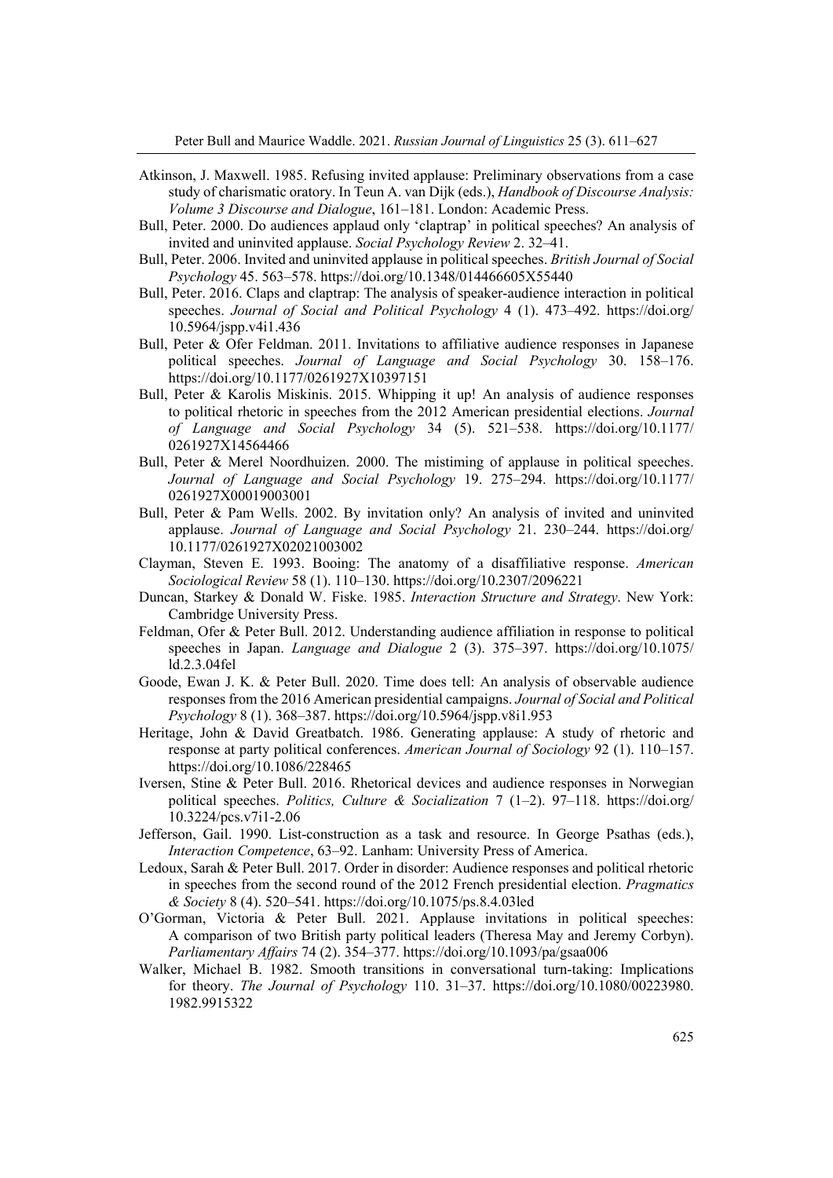Atkinson, J. Maxwell. 1985. Refusing invited applause: Preliminary observations from a case study of charismatic oratory. In Teun A. van Dijk (eds.), *Handbook of Discourse Analysis: Volume 3 Discourse and Dialogue*, 161–181. London: Academic Press.

Bull, Peter. 2000. Do audiences applaud only 'claptrap' in political speeches? An analysis of invited and uninvited applause. *Social Psychology Review* 2. 32–41.

Bull, Peter. 2006. Invited and uninvited applause in political speeches. *British Journal of Social Psychology* 45. 563–578. https://doi.org/10.1348/014466605X55440

Bull, Peter. 2016. Claps and claptrap: The analysis of speaker-audience interaction in political speeches. *Journal of Social and Political Psychology* 4 (1). 473–492. https://doi.org/10.5964/jspp.v4i1.436

Bull, Peter & Ofer Feldman. 2011. Invitations to affiliative audience responses in Japanese political speeches. *Journal of Language and Social Psychology* 30. 158–176. https://doi.org/10.1177/0261927X10397151

Bull, Peter & Karolis Miskinis. 2015. Whipping it up! An analysis of audience responses to political rhetoric in speeches from the 2012 American presidential elections. *Journal of Language and Social Psychology* 34 (5). 521–538. https://doi.org/10.1177/0261927X14564466

Bull, Peter & Merel Noordhuizen. 2000. The mistiming of applause in political speeches. *Journal of Language and Social Psychology* 19. 275–294. https://doi.org/10.1177/0261927X00019003001

Bull, Peter & Pam Wells. 2002. By invitation only? An analysis of invited and uninvited applause. *Journal of Language and Social Psychology* 21. 230–244. https://doi.org/10.1177/0261927X02021003002

Clayman, Steven E. 1993. Booing: The anatomy of a disaffiliative response. *American Sociological Review* 58 (1). 110–130. https://doi.org/10.2307/2096221

Duncan, Starkey & Donald W. Fiske. 1985. *Interaction Structure and Strategy*. New York: Cambridge University Press.

Feldman, Ofer & Peter Bull. 2012. Understanding audience affiliation in response to political speeches in Japan. *Language and Dialogue* 2 (3). 375–397. https://doi.org/10.1075/ld.2.3.04fel

Goode, Ewan J. K. & Peter Bull. 2020. Time does tell: An analysis of observable audience responses from the 2016 American presidential campaigns. *Journal of Social and Political Psychology* 8 (1). 368–387. https://doi.org/10.5964/jspp.v8i1.953

Heritage, John & David Greatbatch. 1986. Generating applause: A study of rhetoric and response at party political conferences. *American Journal of Sociology* 92 (1). 110–157. https://doi.org/10.1086/228465

Iversen, Stine & Peter Bull. 2016. Rhetorical devices and audience responses in Norwegian political speeches. *Politics, Culture & Socialization* 7 (1–2). 97–118. https://doi.org/10.3224/pcs.v7i1-2.06

Jefferson, Gail. 1990. List-construction as a task and resource. In George Psathas (eds.), *Interaction Competence*, 63–92. Lanham: University Press of America.

Ledoux, Sarah & Peter Bull. 2017. Order in disorder: Audience responses and political rhetoric in speeches from the second round of the 2012 French presidential election. *Pragmatics & Society* 8 (4). 520–541. https://doi.org/10.1075/ps.8.4.03led

O'Gorman, Victoria & Peter Bull. 2021. Applause invitations in political speeches: A comparison of two British party political leaders (Theresa May and Jeremy Corbyn). *Parliamentary Affairs* 74 (2). 354–377. https://doi.org/10.1093/pa/gsaa006

Walker, Michael B. 1982. Smooth transitions in conversational turn-taking: Implications for theory. *The Journal of Psychology* 110. 31–37. https://doi.org/10.1080/00223980.1982.9915322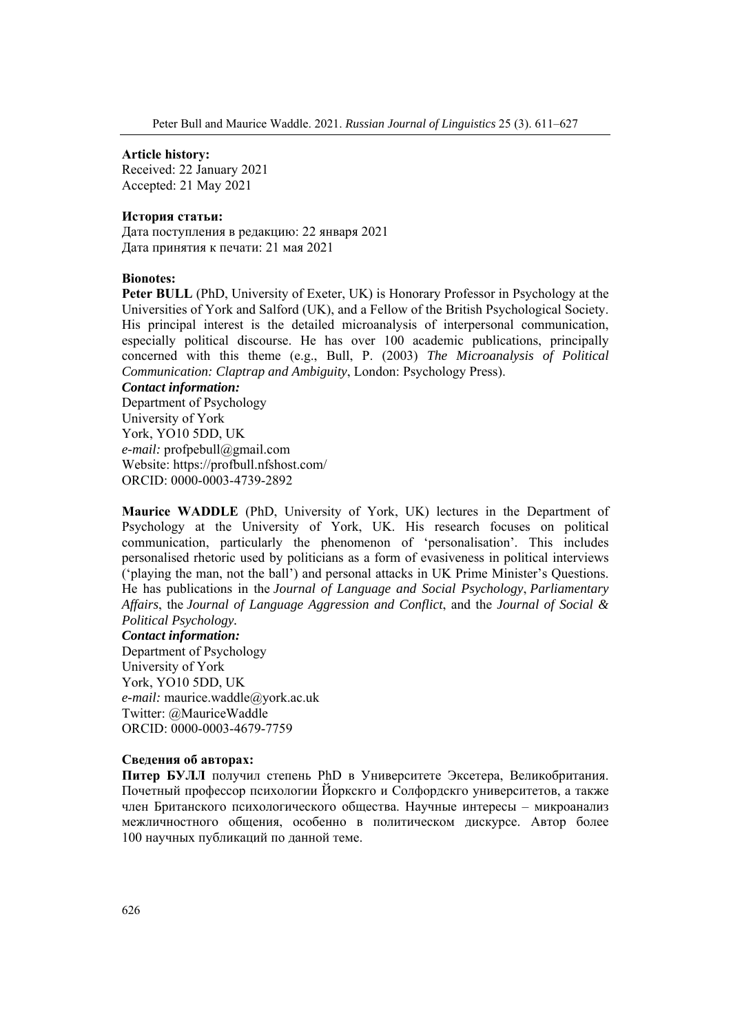**Article history:**
Received: 22 January 2021
Accepted: 21 May 2021

**История статьи:**
Дата поступления в редакцию: 22 января 2021
Дата принятия к печати: 21 мая 2021

**Bionotes:**

**Peter BULL** (PhD, University of Exeter, UK) is Honorary Professor in Psychology at the Universities of York and Salford (UK), and a Fellow of the British Psychological Society. His principal interest is the detailed microanalysis of interpersonal communication, especially political discourse. He has over 100 academic publications, principally concerned with this theme (e.g., Bull, P. (2003) *The Microanalysis of Political Communication: Claptrap and Ambiguity*, London: Psychology Press).

***Contact information:***
Department of Psychology
University of York
York, YO10 5DD, UK
*e-mail:* profpebull@gmail.com
Website: https://profbull.nfshost.com/
ORCID: 0000-0003-4739-2892

**Maurice WADDLE** (PhD, University of York, UK) lectures in the Department of Psychology at the University of York, UK. His research focuses on political communication, particularly the phenomenon of 'personalisation'. This includes personalised rhetoric used by politicians as a form of evasiveness in political interviews ('playing the man, not the ball') and personal attacks in UK Prime Minister's Questions. He has publications in the *Journal of Language and Social Psychology*, *Parliamentary Affairs*, the *Journal of Language Aggression and Conflict*, and the *Journal of Social & Political Psychology.*

***Contact information:***
Department of Psychology
University of York
York, YO10 5DD, UK
*e-mail:* maurice.waddle@york.ac.uk
Twitter: @MauriceWaddle
ORCID: 0000-0003-4679-7759

**Сведения об авторах:**

**Питер БУЛЛ** получил степень PhD в Университете Эксетера, Великобритания. Почетный профессор психологии Йоркскго и Солфордскго университетов, а также член Британского психологического общества. Научные интересы – микроанализ межличностного общения, особенно в политическом дискурсе. Автор более 100 научных публикаций по данной теме.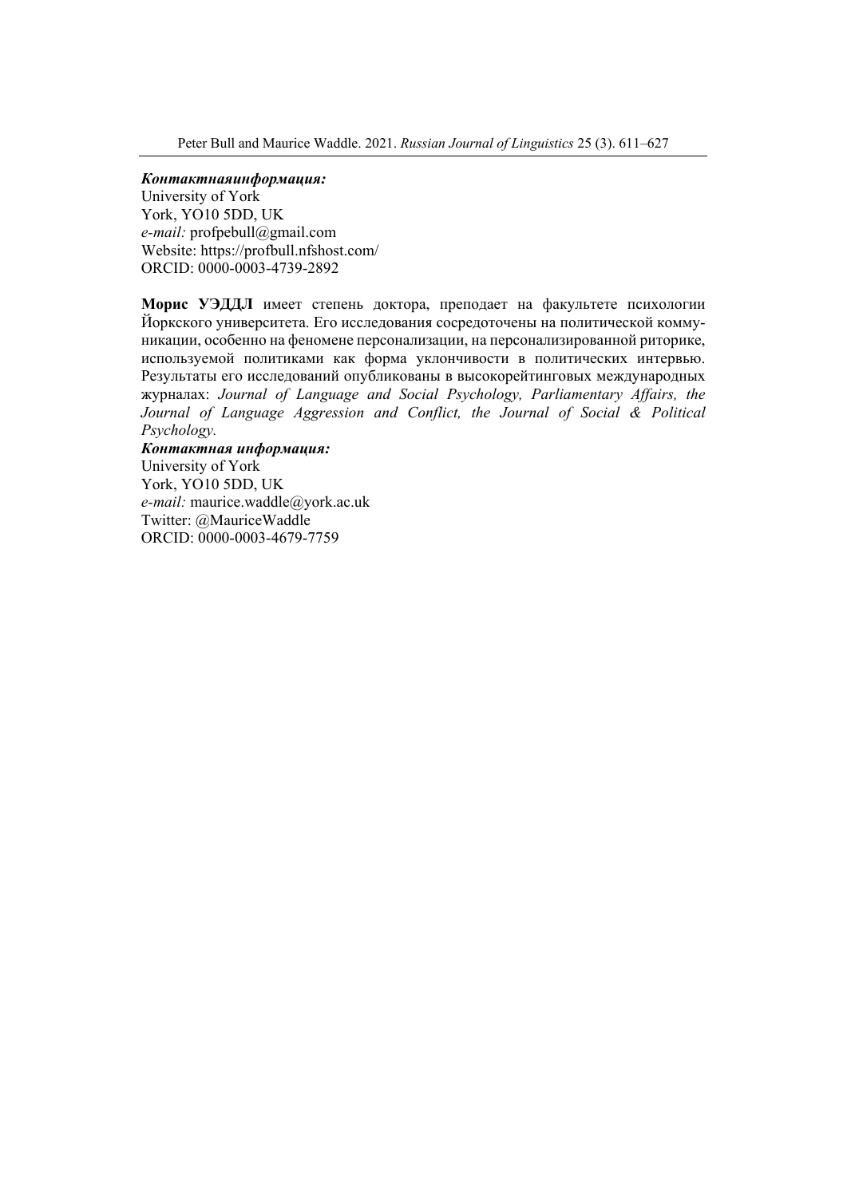***Контактнаяинформация:***
University of York
York, YO10 5DD, UK
*e-mail:* profpebull@gmail.com
Website: https://profbull.nfshost.com/
ORCID: 0000-0003-4739-2892

**Морис УЭДДЛ** имеет степень доктора, преподает на факультете психологии Йоркского университета. Его исследования сосредоточены на политической коммуникации, особенно на феномене персонализации, на персонализированной риторике, используемой политиками как форма уклончивости в политических интервью. Результаты его исследований опубликованы в высокорейтинговых международных журналах: *Journal of Language and Social Psychology, Parliamentary Affairs, the Journal of Language Aggression and Conflict, the Journal of Social & Political Psychology.*

***Контактная информация:***
University of York
York, YO10 5DD, UK
*e-mail:* maurice.waddle@york.ac.uk
Twitter: @MauriceWaddle
ORCID: 0000-0003-4679-7759